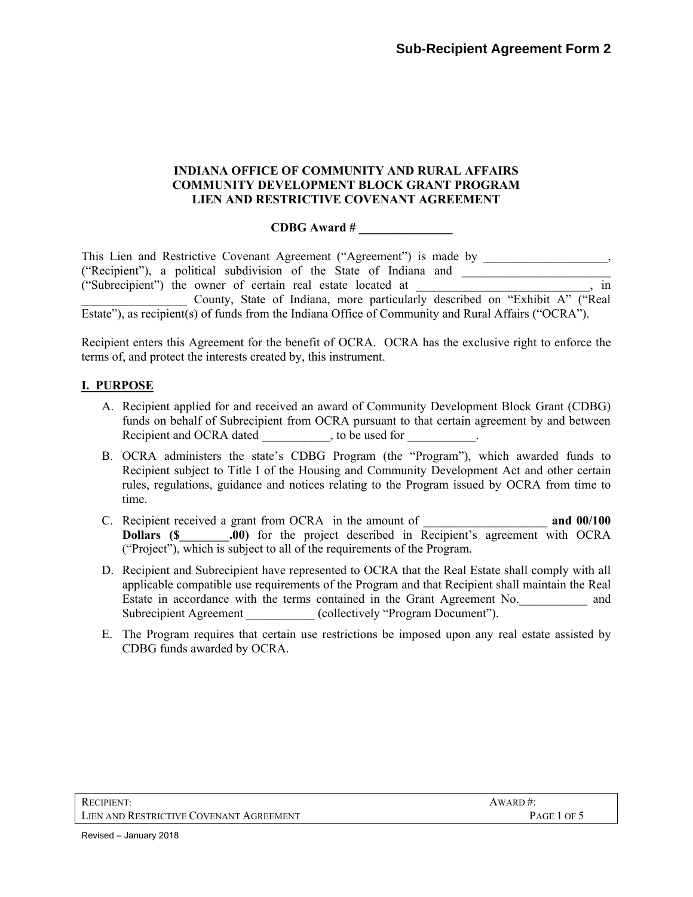**Sub-Recipient Agreement Form 2**

# INDIANA OFFICE OF COMMUNITY AND RURAL AFFAIRS
# COMMUNITY DEVELOPMENT BLOCK GRANT PROGRAM
# LIEN AND RESTRICTIVE COVENANT AGREEMENT

**CDBG Award # _______________**

This Lien and Restrictive Covenant Agreement ("Agreement") is made by ____________________, ("Recipient"), a political subdivision of the State of Indiana and ________________________ ("Subrecipient") the owner of certain real estate located at ____________________________, in _________________ County, State of Indiana, more particularly described on "Exhibit A" ("Real Estate"), as recipient(s) of funds from the Indiana Office of Community and Rural Affairs ("OCRA").

Recipient enters this Agreement for the benefit of OCRA. OCRA has the exclusive right to enforce the terms of, and protect the interests created by, this instrument.

## I. PURPOSE

A. Recipient applied for and received an award of Community Development Block Grant (CDBG) funds on behalf of Subrecipient from OCRA pursuant to that certain agreement by and between Recipient and OCRA dated ___________, to be used for ___________.

B. OCRA administers the state's CDBG Program (the "Program"), which awarded funds to Recipient subject to Title I of the Housing and Community Development Act and other certain rules, regulations, guidance and notices relating to the Program issued by OCRA from time to time.

C. Recipient received a grant from OCRA in the amount of ____________________ **and 00/100 Dollars ($________.00)** for the project described in Recipient's agreement with OCRA ("Project"), which is subject to all of the requirements of the Program.

D. Recipient and Subrecipient have represented to OCRA that the Real Estate shall comply with all applicable compatible use requirements of the Program and that Recipient shall maintain the Real Estate in accordance with the terms contained in the Grant Agreement No.___________ and Subrecipient Agreement ___________ (collectively "Program Document").

E. The Program requires that certain use restrictions be imposed upon any real estate assisted by CDBG funds awarded by OCRA.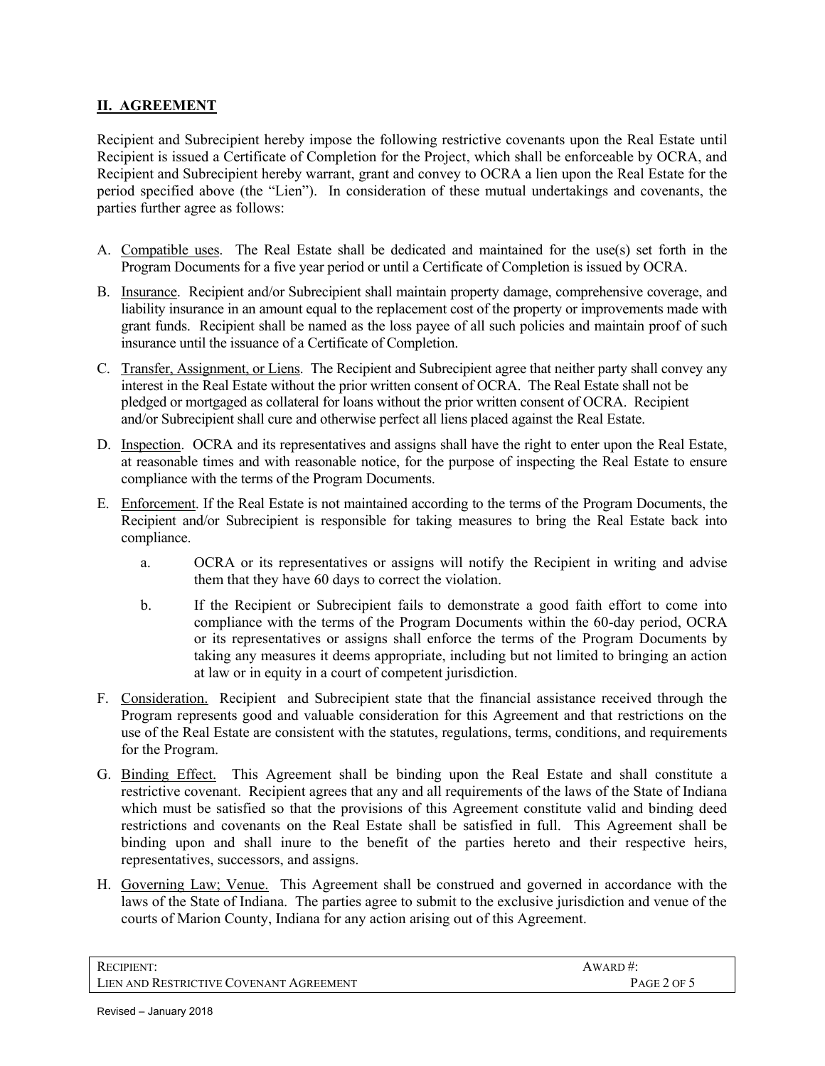## II. AGREEMENT

Recipient and Subrecipient hereby impose the following restrictive covenants upon the Real Estate until Recipient is issued a Certificate of Completion for the Project, which shall be enforceable by OCRA, and Recipient and Subrecipient hereby warrant, grant and convey to OCRA a lien upon the Real Estate for the period specified above (the "Lien"). In consideration of these mutual undertakings and covenants, the parties further agree as follows:

A. Compatible uses. The Real Estate shall be dedicated and maintained for the use(s) set forth in the Program Documents for a five year period or until a Certificate of Completion is issued by OCRA.

B. Insurance. Recipient and/or Subrecipient shall maintain property damage, comprehensive coverage, and liability insurance in an amount equal to the replacement cost of the property or improvements made with grant funds. Recipient shall be named as the loss payee of all such policies and maintain proof of such insurance until the issuance of a Certificate of Completion.

C. Transfer, Assignment, or Liens. The Recipient and Subrecipient agree that neither party shall convey any interest in the Real Estate without the prior written consent of OCRA. The Real Estate shall not be pledged or mortgaged as collateral for loans without the prior written consent of OCRA. Recipient and/or Subrecipient shall cure and otherwise perfect all liens placed against the Real Estate.

D. Inspection. OCRA and its representatives and assigns shall have the right to enter upon the Real Estate, at reasonable times and with reasonable notice, for the purpose of inspecting the Real Estate to ensure compliance with the terms of the Program Documents.

E. Enforcement. If the Real Estate is not maintained according to the terms of the Program Documents, the Recipient and/or Subrecipient is responsible for taking measures to bring the Real Estate back into compliance.

   a. OCRA or its representatives or assigns will notify the Recipient in writing and advise them that they have 60 days to correct the violation.

   b. If the Recipient or Subrecipient fails to demonstrate a good faith effort to come into compliance with the terms of the Program Documents within the 60-day period, OCRA or its representatives or assigns shall enforce the terms of the Program Documents by taking any measures it deems appropriate, including but not limited to bringing an action at law or in equity in a court of competent jurisdiction.

F. Consideration. Recipient and Subrecipient state that the financial assistance received through the Program represents good and valuable consideration for this Agreement and that restrictions on the use of the Real Estate are consistent with the statutes, regulations, terms, conditions, and requirements for the Program.

G. Binding Effect. This Agreement shall be binding upon the Real Estate and shall constitute a restrictive covenant. Recipient agrees that any and all requirements of the laws of the State of Indiana which must be satisfied so that the provisions of this Agreement constitute valid and binding deed restrictions and covenants on the Real Estate shall be satisfied in full. This Agreement shall be binding upon and shall inure to the benefit of the parties hereto and their respective heirs, representatives, successors, and assigns.

H. Governing Law; Venue. This Agreement shall be construed and governed in accordance with the laws of the State of Indiana. The parties agree to submit to the exclusive jurisdiction and venue of the courts of Marion County, Indiana for any action arising out of this Agreement.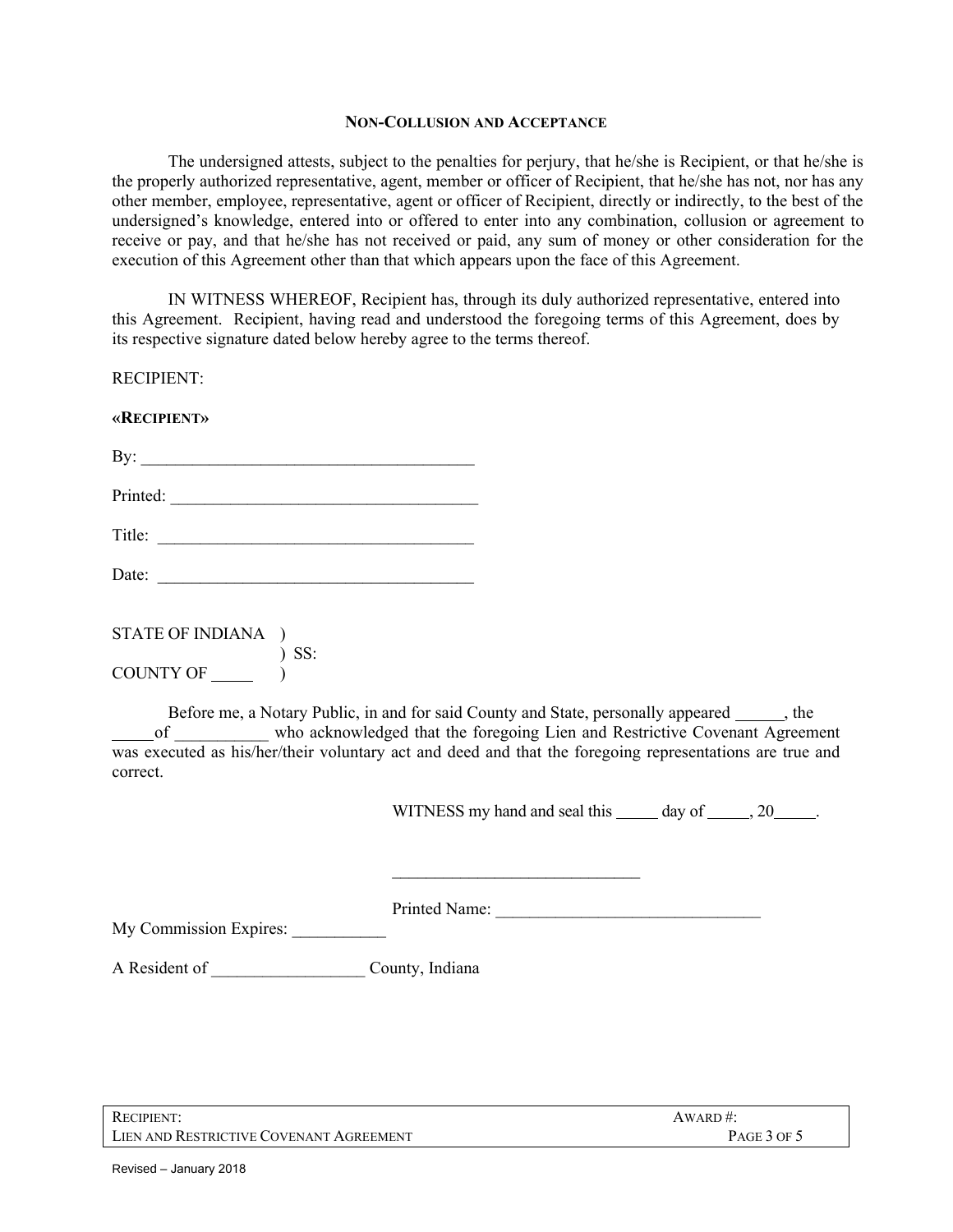### NON-COLLUSION AND ACCEPTANCE

The undersigned attests, subject to the penalties for perjury, that he/she is Recipient, or that he/she is the properly authorized representative, agent, member or officer of Recipient, that he/she has not, nor has any other member, employee, representative, agent or officer of Recipient, directly or indirectly, to the best of the undersigned's knowledge, entered into or offered to enter into any combination, collusion or agreement to receive or pay, and that he/she has not received or paid, any sum of money or other consideration for the execution of this Agreement other than that which appears upon the face of this Agreement.

IN WITNESS WHEREOF, Recipient has, through its duly authorized representative, entered into this Agreement. Recipient, having read and understood the foregoing terms of this Agreement, does by its respective signature dated below hereby agree to the terms thereof.

RECIPIENT:

**«RECIPIENT»**

By: ________________________________________

Printed: ____________________________________

Title: ______________________________________

Date: ______________________________________

STATE OF INDIANA )
) SS:
COUNTY OF _____ )

Before me, a Notary Public, in and for said County and State, personally appeared ______, the _____ of ___________ who acknowledged that the foregoing Lien and Restrictive Covenant Agreement was executed as his/her/their voluntary act and deed and that the foregoing representations are true and correct.

WITNESS my hand and seal this _____ day of _____, 20_____.

_____________________________

Printed Name: _______________________________

My Commission Expires: ___________

A Resident of __________________ County, Indiana

| RECIPIENT: | AWARD #: |
|---|---|
| LIEN AND RESTRICTIVE COVENANT AGREEMENT | |

Revised – January 2018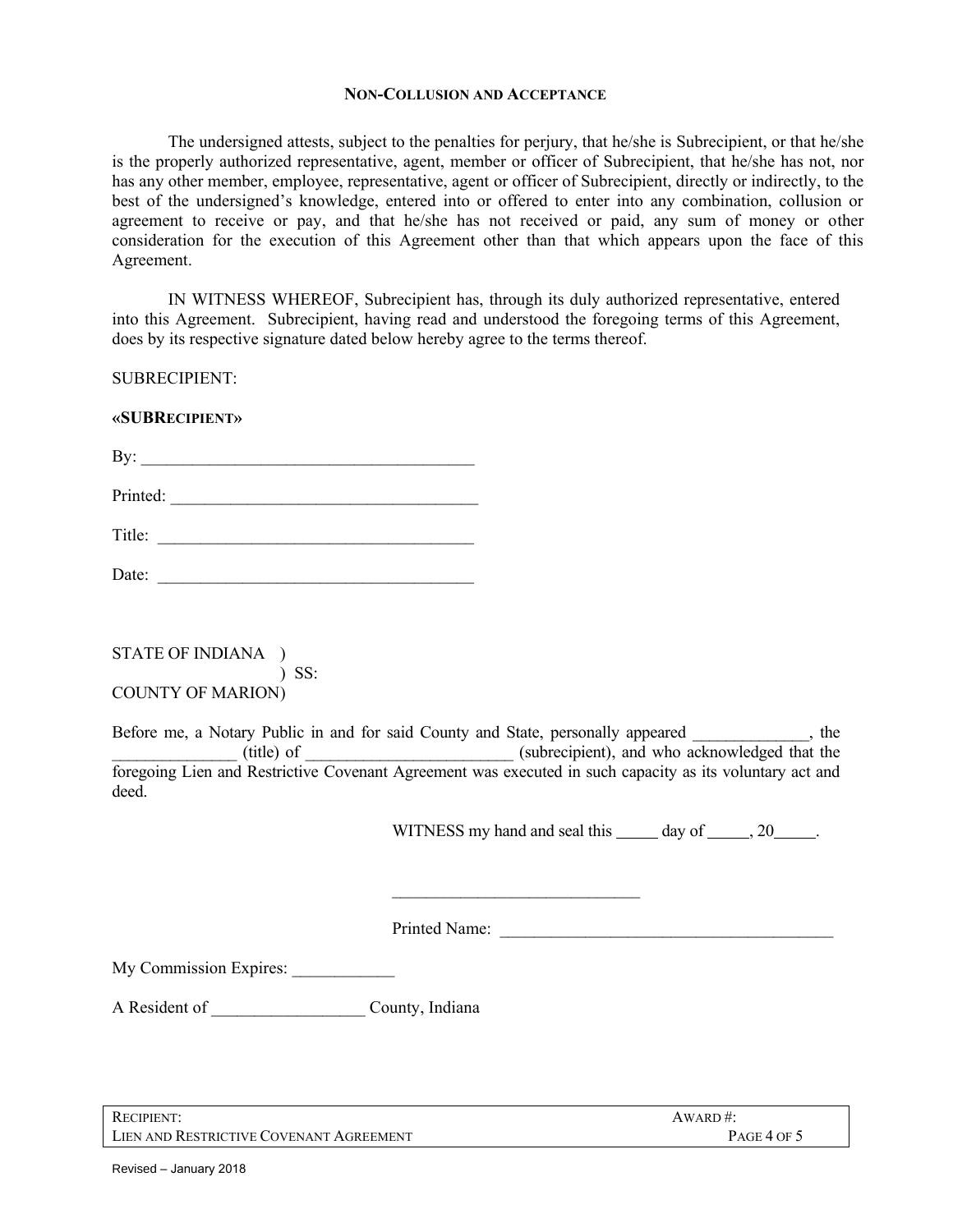## NON-COLLUSION AND ACCEPTANCE

The undersigned attests, subject to the penalties for perjury, that he/she is Subrecipient, or that he/she is the properly authorized representative, agent, member or officer of Subrecipient, that he/she has not, nor has any other member, employee, representative, agent or officer of Subrecipient, directly or indirectly, to the best of the undersigned's knowledge, entered into or offered to enter into any combination, collusion or agreement to receive or pay, and that he/she has not received or paid, any sum of money or other consideration for the execution of this Agreement other than that which appears upon the face of this Agreement.

IN WITNESS WHEREOF, Subrecipient has, through its duly authorized representative, entered into this Agreement. Subrecipient, having read and understood the foregoing terms of this Agreement, does by its respective signature dated below hereby agree to the terms thereof.

SUBRECIPIENT:

**«SUBRECIPIENT»**

By: ________________________________________

Printed: ____________________________________

Title: ______________________________________

Date: ______________________________________

STATE OF INDIANA )
) SS:
COUNTY OF MARION)

Before me, a Notary Public in and for said County and State, personally appeared ______________, the ______________ (title) of ________________________ (subrecipient), and who acknowledged that the foregoing Lien and Restrictive Covenant Agreement was executed in such capacity as its voluntary act and deed.

WITNESS my hand and seal this _____ day of _____, 20_____.

_____________________________

Printed Name: ________________________________________

My Commission Expires: ____________

A Resident of __________________ County, Indiana

| RECIPIENT: | AWARD #: |
|---|---|
| LIEN AND RESTRICTIVE COVENANT AGREEMENT | |

Revised – January 2018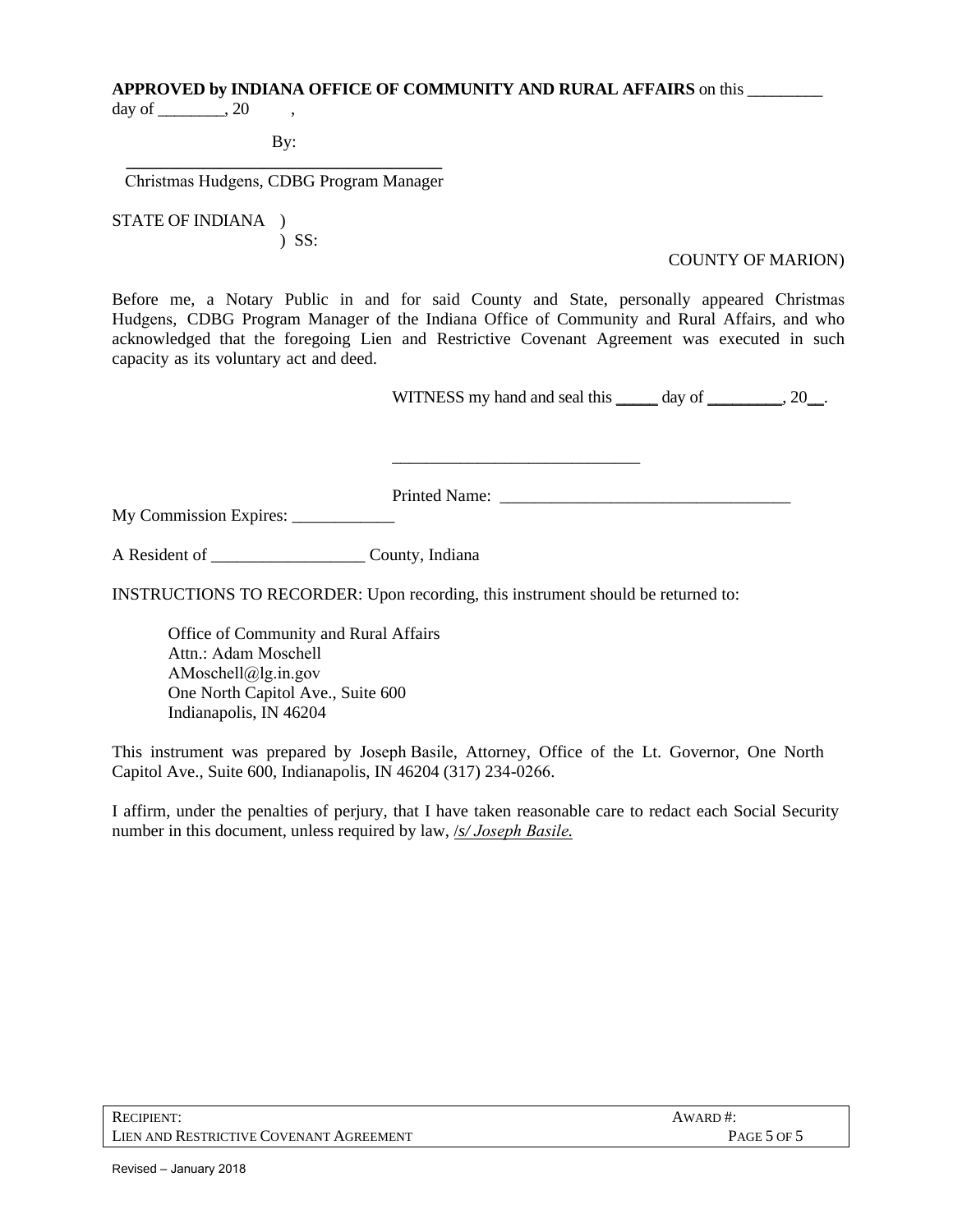**APPROVED by INDIANA OFFICE OF COMMUNITY AND RURAL AFFAIRS** on this _________ day of ________, 20 ,

By:

______________________________________
Christmas Hudgens, CDBG Program Manager

STATE OF INDIANA )
) SS:
COUNTY OF MARION)

Before me, a Notary Public in and for said County and State, personally appeared Christmas Hudgens, CDBG Program Manager of the Indiana Office of Community and Rural Affairs, and who acknowledged that the foregoing Lien and Restrictive Covenant Agreement was executed in such capacity as its voluntary act and deed.

WITNESS my hand and seal this _____ day of _________, 20__.

_____________________________

Printed Name: ___________________________________

My Commission Expires: ____________

A Resident of __________________ County, Indiana

INSTRUCTIONS TO RECORDER: Upon recording, this instrument should be returned to:

Office of Community and Rural Affairs
Attn.: Adam Moschell
AMoschell@lg.in.gov
One North Capitol Ave., Suite 600
Indianapolis, IN 46204

This instrument was prepared by Joseph Basile, Attorney, Office of the Lt. Governor, One North Capitol Ave., Suite 600, Indianapolis, IN 46204 (317) 234-0266.

I affirm, under the penalties of perjury, that I have taken reasonable care to redact each Social Security number in this document, unless required by law, /*s/ Joseph Basile.*

| | |
|---|---|
| RECIPIENT: | AWARD #: |
| LIEN AND RESTRICTIVE COVENANT AGREEMENT | |

Revised – January 2018